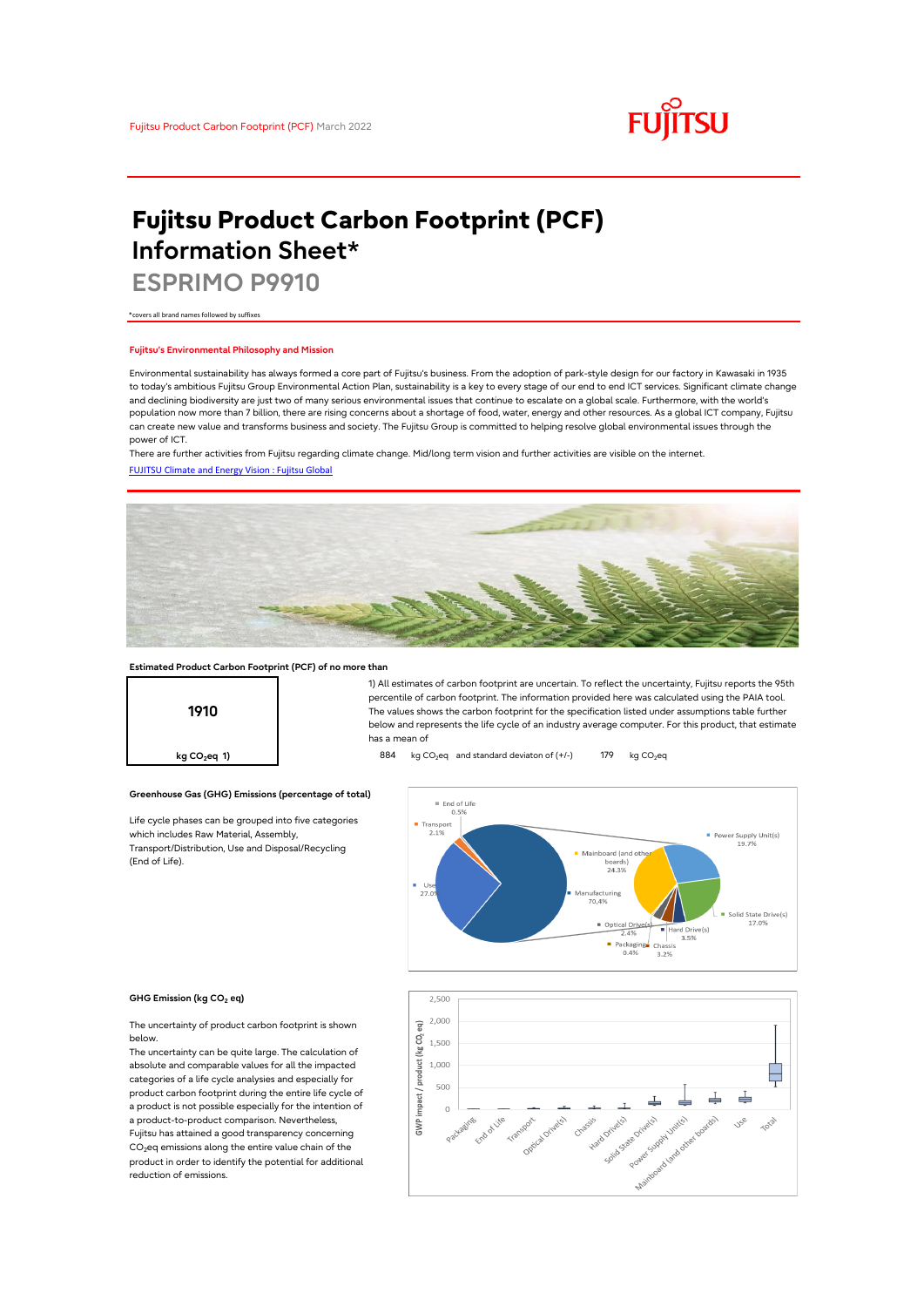Fujitsu Product Carbon Footprint (PCF) March 2022

# Fujitsu Product Carbon Footprint (PCF) Information Sheet*

## ESPRIMO P9910

*covers all brand names followed by suffixes

### Fujitsu's Environmental Philosophy and Mission

Environmental sustainability has always formed a core part of Fujitsu's business. From the adoption of park-style design for our factory in Kawasaki in 1935 to today's ambitious Fujitsu Group Environmental Action Plan, sustainability is a key to every stage of our end to end ICT services. Significant climate change and declining biodiversity are just two of many serious environmental issues that continue to escalate on a global scale. Furthermore, with the world's population now more than 7 billion, there are rising concerns about a shortage of food, water, energy and other resources. As a global ICT company, Fujitsu can create new value and transforms business and society. The Fujitsu Group is committed to helping resolve global environmental issues through the power of ICT.

There are further activities from Fujitsu regarding climate change. Mid/long term vision and further activities are visible on the internet.

[FUJITSU Climate and Energy Vision : Fujitsu Global]

### Estimated Product Carbon Footprint (PCF) of no more than

**1910**

kg $CO_2$eq 1)

1) All estimates of carbon footprint are uncertain. To reflect the uncertainty, Fujitsu reports the 95th percentile of carbon footprint. The information provided here was calculated using the PAIA tool. The values shows the carbon footprint for the specification listed under assumptions table further below and represents the life cycle of an industry average computer. For this product, that estimate has a mean of 884 kg $CO_2$eq and standard deviaton of (+/-) 179 kg $CO_2$eq

### Greenhouse Gas (GHG) Emissions (percentage of total)

Life cycle phases can be grouped into five categories which includes Raw Material, Assembly, Transport/Distribution, Use and Disposal/Recycling (End of Life).

| Phase | Share |
|---|---|
| End of Life | 0.5% |
| Transport | 2.1% |
| Use | 27.0% |
| Manufacturing | 70.4% |

| Manufacturing breakdown | Share |
|---|---|
| Power Supply Unit(s) | 19.7% |
| Mainboard (and other boards) | 24.3% |
| Solid State Drive(s) | 17.0% |
| Hard Drive(s) | 3.5% |
| Chassis | 3.2% |
| Packaging | 0.4% |
| Optical Drive(s) | 2.4% |

### GHG Emission (kg $CO_2$ eq)

The uncertainty of product carbon footprint is shown below.

The uncertainty can be quite large. The calculation of absolute and comparable values for all the impacted categories of a life cycle analysies and especially for product carbon footprint during the entire life cycle of a product is not possible especially for the intention of a product-to-product comparison. Nevertheless, Fujitsu has attained a good transparency concerning $CO_2$eq emissions along the entire value chain of the product in order to identify the potential for additional reduction of emissions.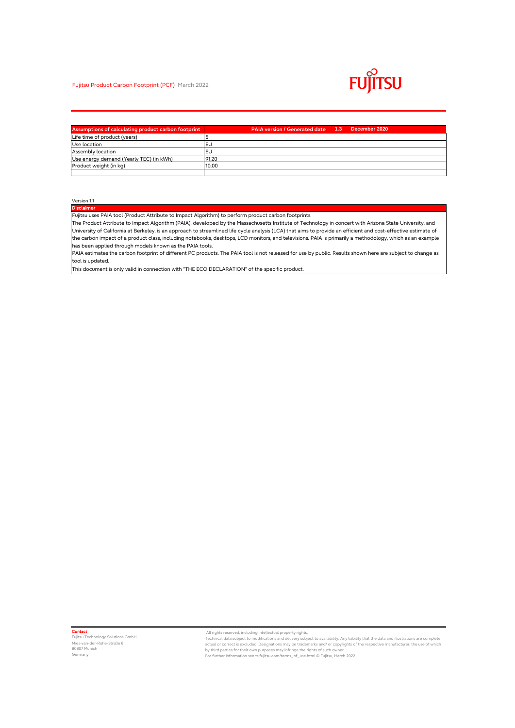Fujitsu Product Carbon Footprint (PCF) March 2022

| Assumptions of calculating product carbon footprint | PAIA version / Generated date 1.3 December 2020 |
| --- | --- |
| Life time of product (years) | 5 |
| Use location | EU |
| Assembly location | EU |
| Use energy demand (Yearly TEC) (in kWh) | 91,20 |
| Product weight (in kg) | 10,00 |
| | |

Version 1.1

**Disclaimer**

Fujitsu uses PAIA tool (Product Attribute to Impact Algorithm) to perform product carbon footprints.

The Product Attribute to Impact Algorithm (PAIA), developed by the Massachusetts Institute of Technology in concert with Arizona State University, and University of California at Berkeley, is an approach to streamlined life cycle analysis (LCA) that aims to provide an efficient and cost-effective estimate of the carbon impact of a product class, including notebooks, desktops, LCD monitors, and televisions. PAIA is primarily a methodology, which as an example has been applied through models known as the PAIA tools.

PAIA estimates the carbon footprint of different PC products. The PAIA tool is not released for use by public. Results shown here are subject to change as tool is updated.

This document is only valid in connection with "THE ECO DECLARATION" of the specific product.

**Contact**
Fujitsu Technology Solutions GmbH
Mies-van-der-Rohe-Straße 8
80807 Munich
Germany

All rights reserved, including intellectual property rights.
Technical data subject to modifications and delivery subject to availability. Any liability that the data and illustrations are complete, actual or correct is excluded. Designations may be trademarks and/ or copyrights of the respective manufacturer, the use of which by third parties for their own purposes may infringe the rights of such owner.
For further information see ts.fujitsu.com/terms_of_use.html © Fujitsu, March 2022